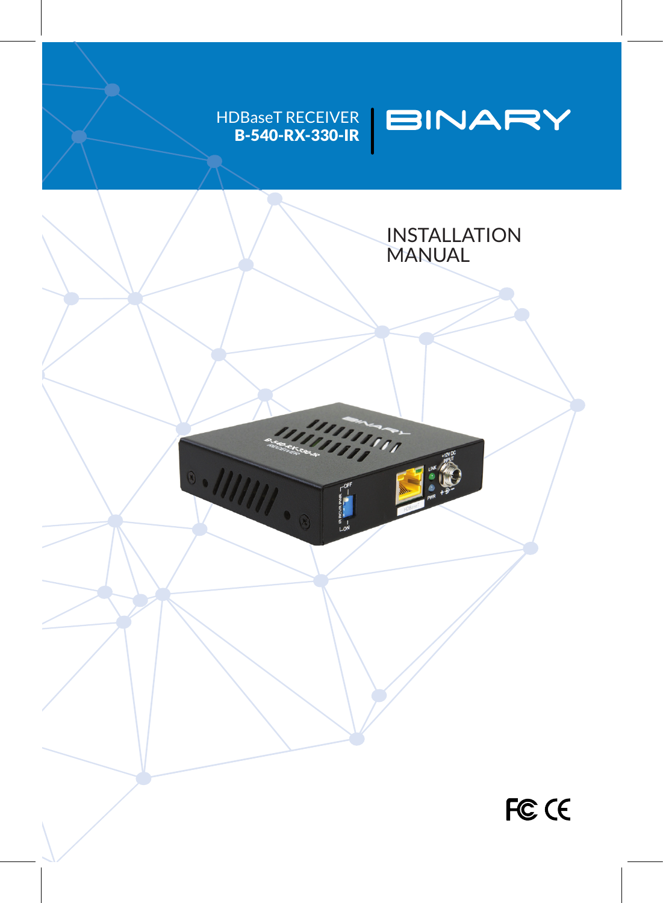HDBaseT RECEIVER
**B-540-RX-330-IR**

BINARY

# INSTALLATION MANUAL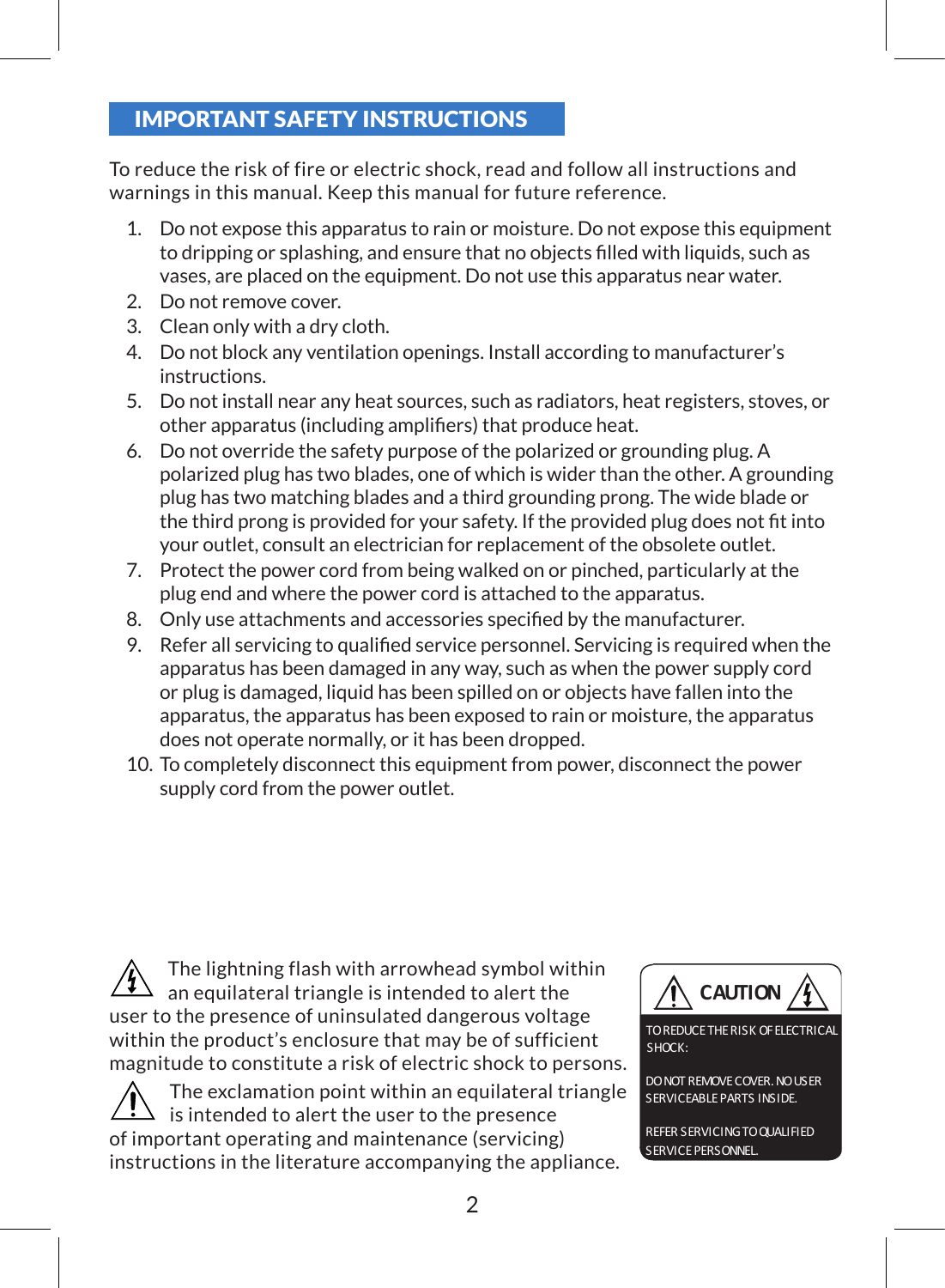# IMPORTANT SAFETY INSTRUCTIONS

To reduce the risk of fire or electric shock, read and follow all instructions and warnings in this manual. Keep this manual for future reference.

1. Do not expose this apparatus to rain or moisture. Do not expose this equipment to dripping or splashing, and ensure that no objects filled with liquids, such as vases, are placed on the equipment. Do not use this apparatus near water.
2. Do not remove cover.
3. Clean only with a dry cloth.
4. Do not block any ventilation openings. Install according to manufacturer's instructions.
5. Do not install near any heat sources, such as radiators, heat registers, stoves, or other apparatus (including amplifiers) that produce heat.
6. Do not override the safety purpose of the polarized or grounding plug. A polarized plug has two blades, one of which is wider than the other. A grounding plug has two matching blades and a third grounding prong. The wide blade or the third prong is provided for your safety. If the provided plug does not fit into your outlet, consult an electrician for replacement of the obsolete outlet.
7. Protect the power cord from being walked on or pinched, particularly at the plug end and where the power cord is attached to the apparatus.
8. Only use attachments and accessories specified by the manufacturer.
9. Refer all servicing to qualified service personnel. Servicing is required when the apparatus has been damaged in any way, such as when the power supply cord or plug is damaged, liquid has been spilled on or objects have fallen into the apparatus, the apparatus has been exposed to rain or moisture, the apparatus does not operate normally, or it has been dropped.
10. To completely disconnect this equipment from power, disconnect the power supply cord from the power outlet.

The lightning flash with arrowhead symbol within an equilateral triangle is intended to alert the user to the presence of uninsulated dangerous voltage within the product's enclosure that may be of sufficient magnitude to constitute a risk of electric shock to persons.

The exclamation point within an equilateral triangle is intended to alert the user to the presence of important operating and maintenance (servicing) instructions in the literature accompanying the appliance.

**CAUTION**

TO REDUCE THE RISK OF ELECTRICAL SHOCK:

DO NOT REMOVE COVER. NO USER SERVICEABLE PARTS INSIDE.

REFER SERVICING TO QUALIFIED SERVICE PERSONNEL.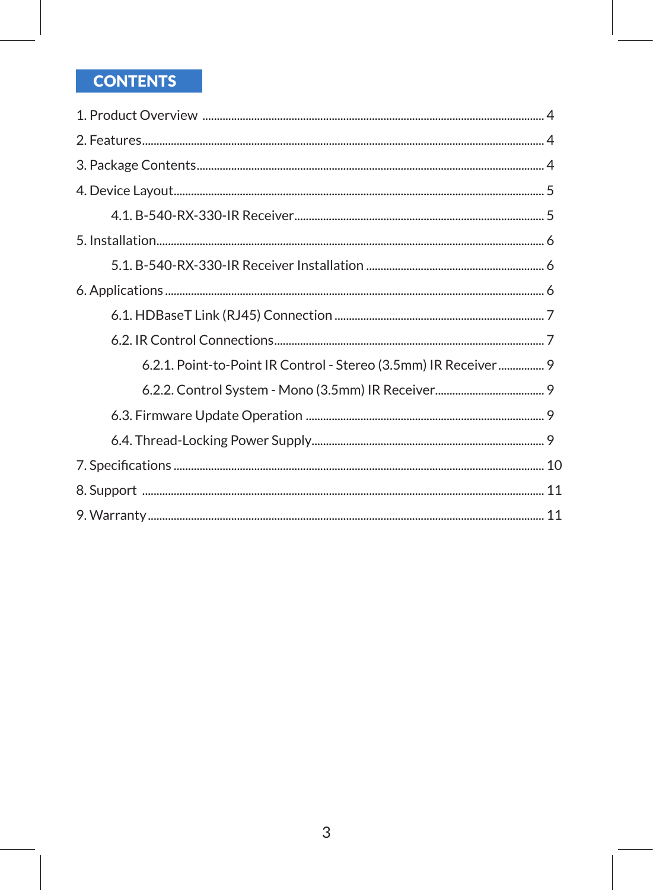# CONTENTS

1. Product Overview ........................................ 4
2. Features ........................................ 4
3. Package Contents ........................................ 4
4. Device Layout ........................................ 5
    - 4.1. B-540-RX-330-IR Receiver ........................................ 5
5. Installation ........................................ 6
    - 5.1. B-540-RX-330-IR Receiver Installation ........................................ 6
6. Applications ........................................ 6
    - 6.1. HDBaseT Link (RJ45) Connection ........................................ 7
    - 6.2. IR Control Connections ........................................ 7
        - 6.2.1. Point-to-Point IR Control - Stereo (3.5mm) IR Receiver ........................................ 9
        - 6.2.2. Control System - Mono (3.5mm) IR Receiver ........................................ 9
    - 6.3. Firmware Update Operation ........................................ 9
    - 6.4. Thread-Locking Power Supply ........................................ 9
7. Specifications ........................................ 10
8. Support ........................................ 11
9. Warranty ........................................ 11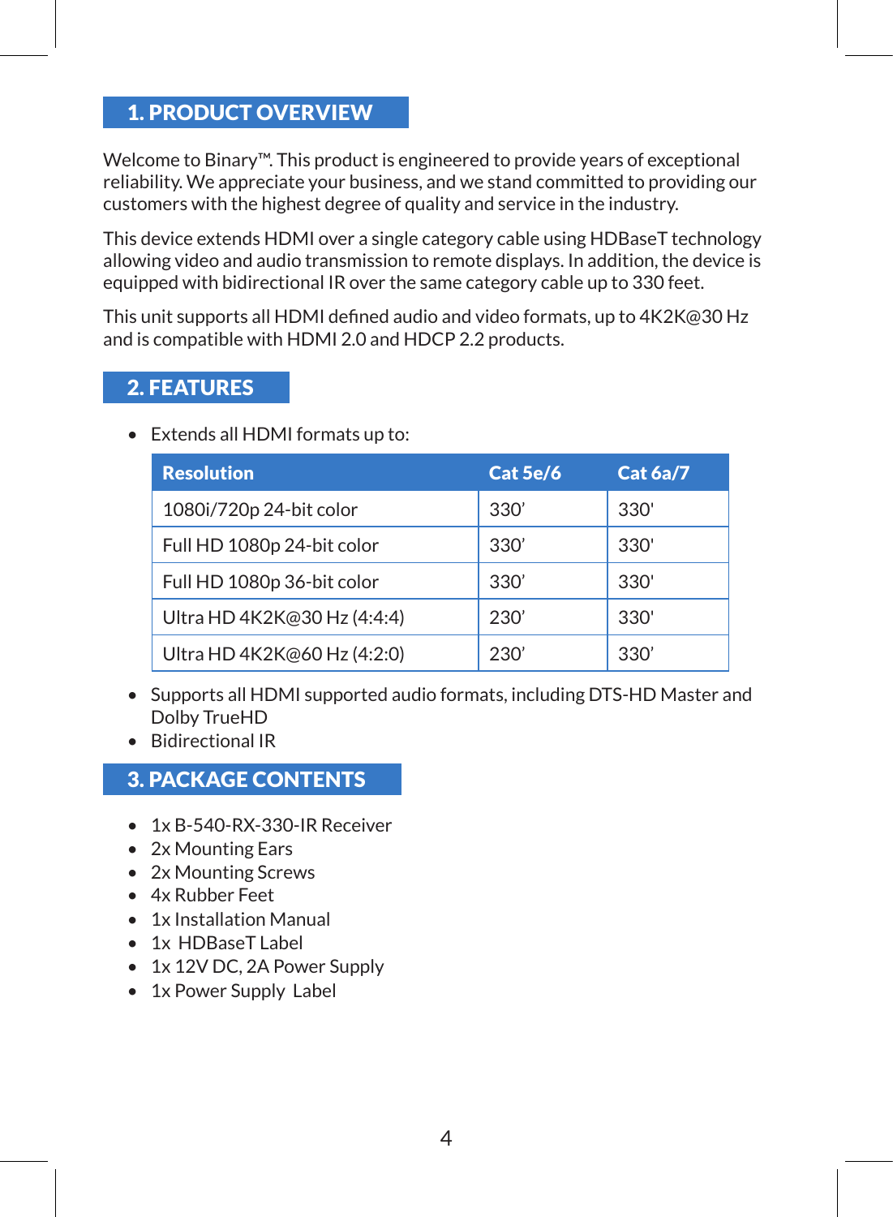## 1. PRODUCT OVERVIEW

Welcome to Binary™. This product is engineered to provide years of exceptional reliability. We appreciate your business, and we stand committed to providing our customers with the highest degree of quality and service in the industry.

This device extends HDMI over a single category cable using HDBaseT technology allowing video and audio transmission to remote displays. In addition, the device is equipped with bidirectional IR over the same category cable up to 330 feet.

This unit supports all HDMI defined audio and video formats, up to 4K2K@30 Hz and is compatible with HDMI 2.0 and HDCP 2.2 products.

## 2. FEATURES

- Extends all HDMI formats up to:

| Resolution | Cat 5e/6 | Cat 6a/7 |
|---|---|---|
| 1080i/720p 24-bit color | 330' | 330' |
| Full HD 1080p 24-bit color | 330' | 330' |
| Full HD 1080p 36-bit color | 330' | 330' |
| Ultra HD 4K2K@30 Hz (4:4:4) | 230' | 330' |
| Ultra HD 4K2K@60 Hz (4:2:0) | 230' | 330' |

- Supports all HDMI supported audio formats, including DTS-HD Master and Dolby TrueHD
- Bidirectional IR

## 3. PACKAGE CONTENTS

- 1x B-540-RX-330-IR Receiver
- 2x Mounting Ears
- 2x Mounting Screws
- 4x Rubber Feet
- 1x Installation Manual
- 1x HDBaseT Label
- 1x 12V DC, 2A Power Supply
- 1x Power Supply Label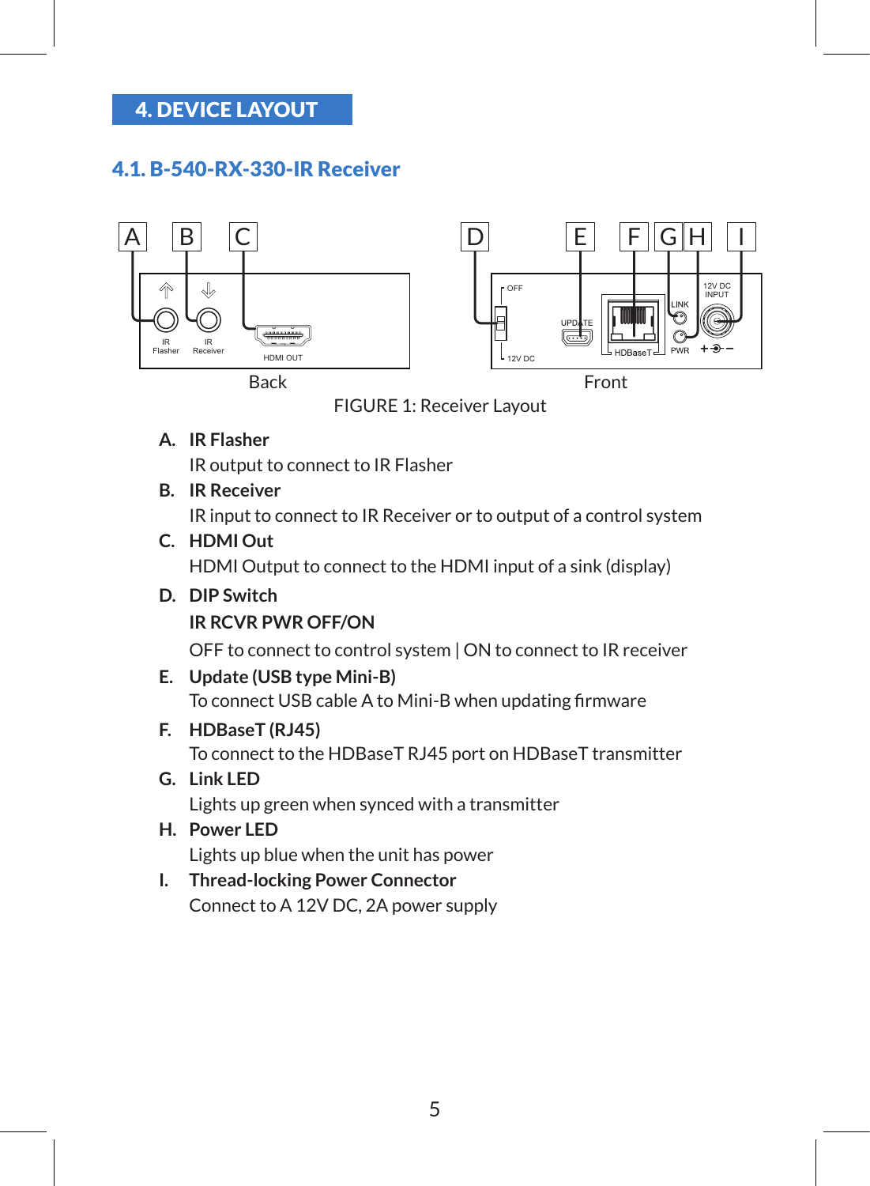# 4. DEVICE LAYOUT

## 4.1. B-540-RX-330-IR Receiver

FIGURE 1: Receiver Layout

**A. IR Flasher**
IR output to connect to IR Flasher

**B. IR Receiver**
IR input to connect to IR Receiver or to output of a control system

**C. HDMI Out**
HDMI Output to connect to the HDMI input of a sink (display)

**D. DIP Switch**
**IR RCVR PWR OFF/ON**
OFF to connect to control system | ON to connect to IR receiver

**E. Update (USB type Mini-B)**
To connect USB cable A to Mini-B when updating firmware

**F. HDBaseT (RJ45)**
To connect to the HDBaseT RJ45 port on HDBaseT transmitter

**G. Link LED**
Lights up green when synced with a transmitter

**H. Power LED**
Lights up blue when the unit has power

**I. Thread-locking Power Connector**
Connect to A 12V DC, 2A power supply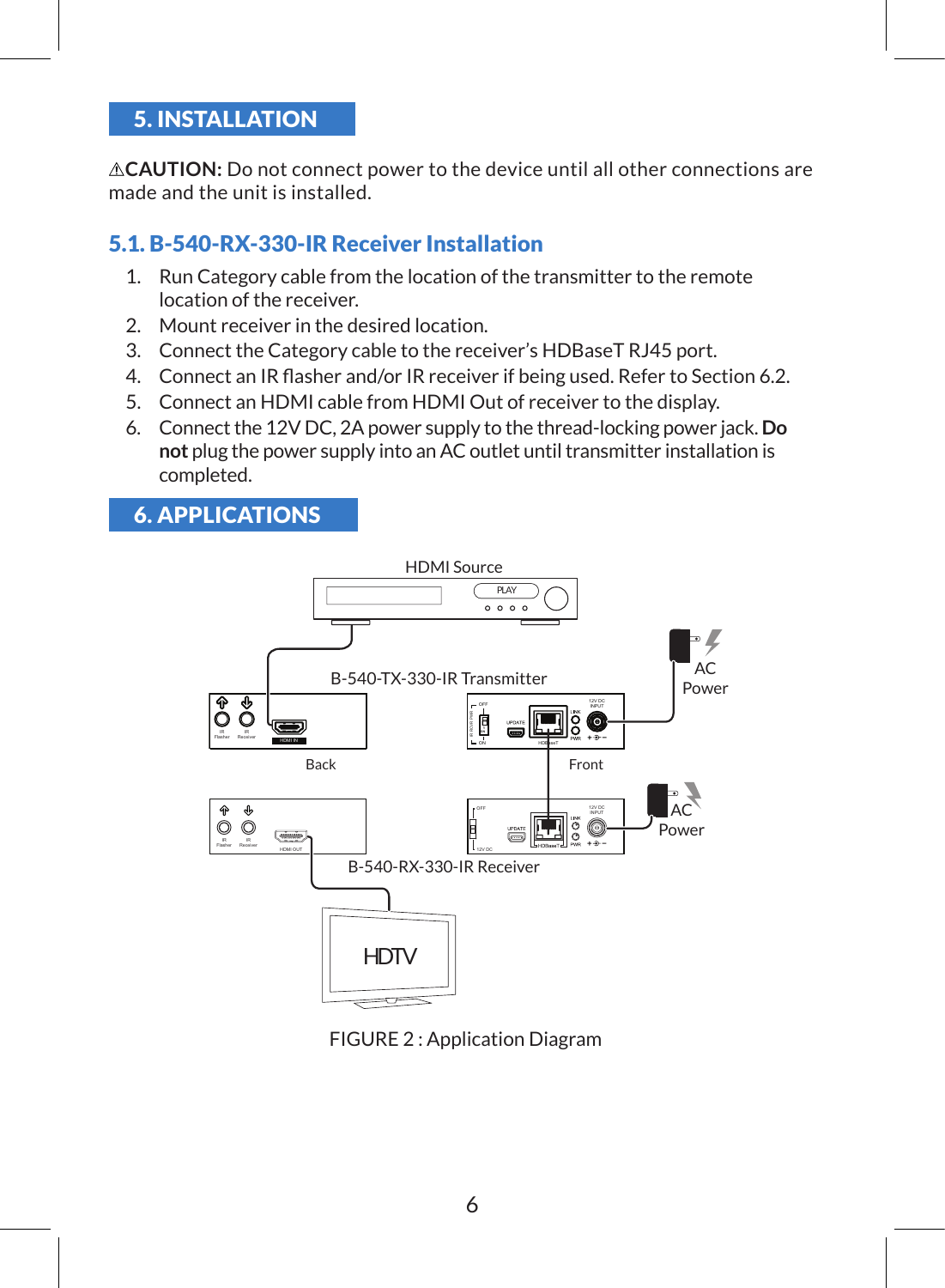# 5. INSTALLATION

⚠**CAUTION:** Do not connect power to the device until all other connections are made and the unit is installed.

## 5.1. B-540-RX-330-IR Receiver Installation

1. Run Category cable from the location of the transmitter to the remote location of the receiver.
2. Mount receiver in the desired location.
3. Connect the Category cable to the receiver's HDBaseT RJ45 port.
4. Connect an IR flasher and/or IR receiver if being used. Refer to Section 6.2.
5. Connect an HDMI cable from HDMI Out of receiver to the display.
6. Connect the 12V DC, 2A power supply to the thread-locking power jack. **Do not** plug the power supply into an AC outlet until transmitter installation is completed.

# 6. APPLICATIONS

FIGURE 2 : Application Diagram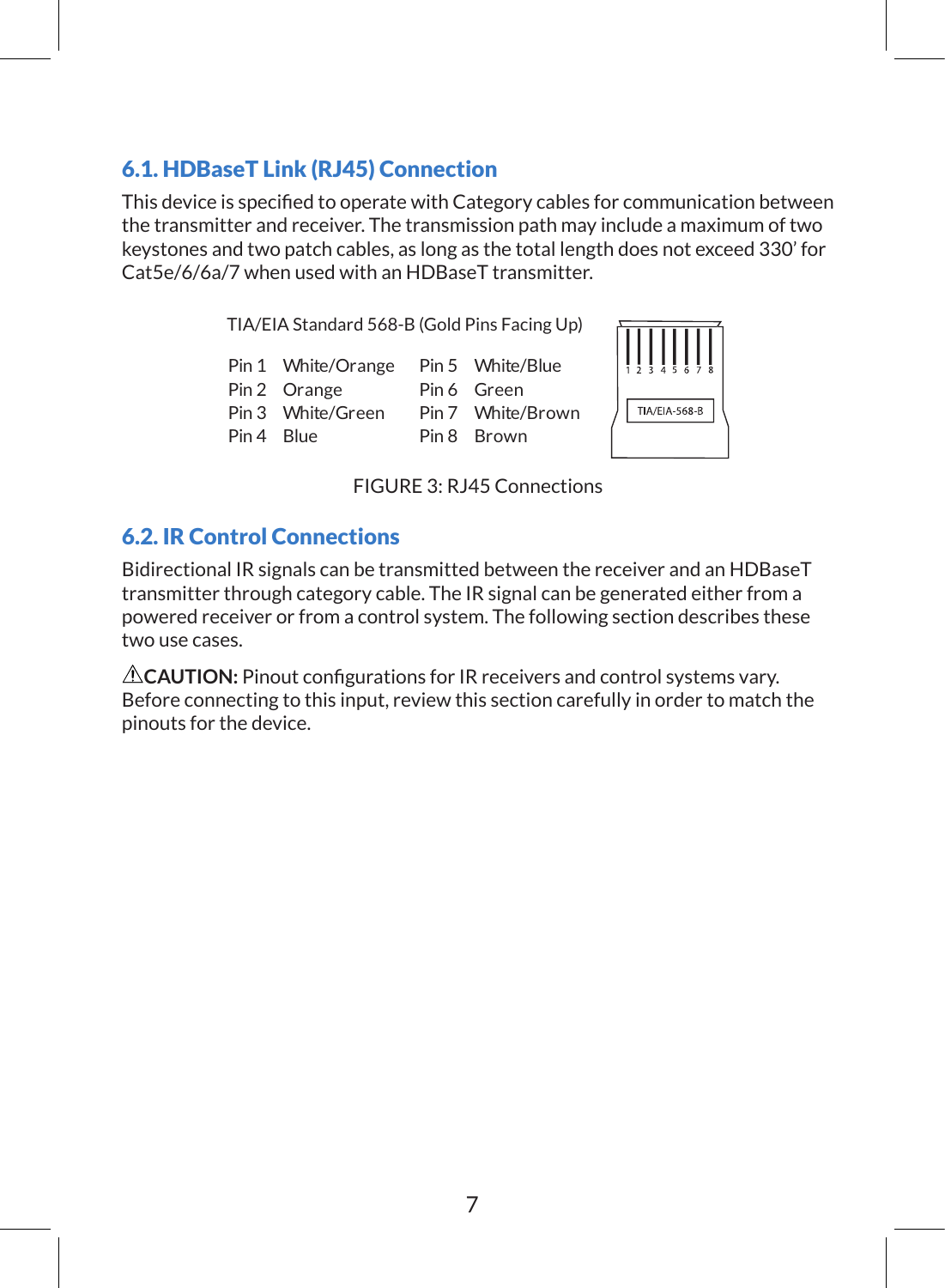## 6.1. HDBaseT Link (RJ45) Connection

This device is specified to operate with Category cables for communication between the transmitter and receiver. The transmission path may include a maximum of two keystones and two patch cables, as long as the total length does not exceed 330' for Cat5e/6/6a/7 when used with an HDBaseT transmitter.

TIA/EIA Standard 568-B (Gold Pins Facing Up)

| Pin | Color | Pin | Color |
|---|---|---|---|
| Pin 1 | White/Orange | Pin 5 | White/Blue |
| Pin 2 | Orange | Pin 6 | Green |
| Pin 3 | White/Green | Pin 7 | White/Brown |
| Pin 4 | Blue | Pin 8 | Brown |

1 2 3 4 5 6 7 8

TIA/EIA-568-B

FIGURE 3: RJ45 Connections

## 6.2. IR Control Connections

Bidirectional IR signals can be transmitted between the receiver and an HDBaseT transmitter through category cable. The IR signal can be generated either from a powered receiver or from a control system. The following section describes these two use cases.

⚠**CAUTION:** Pinout configurations for IR receivers and control systems vary. Before connecting to this input, review this section carefully in order to match the pinouts for the device.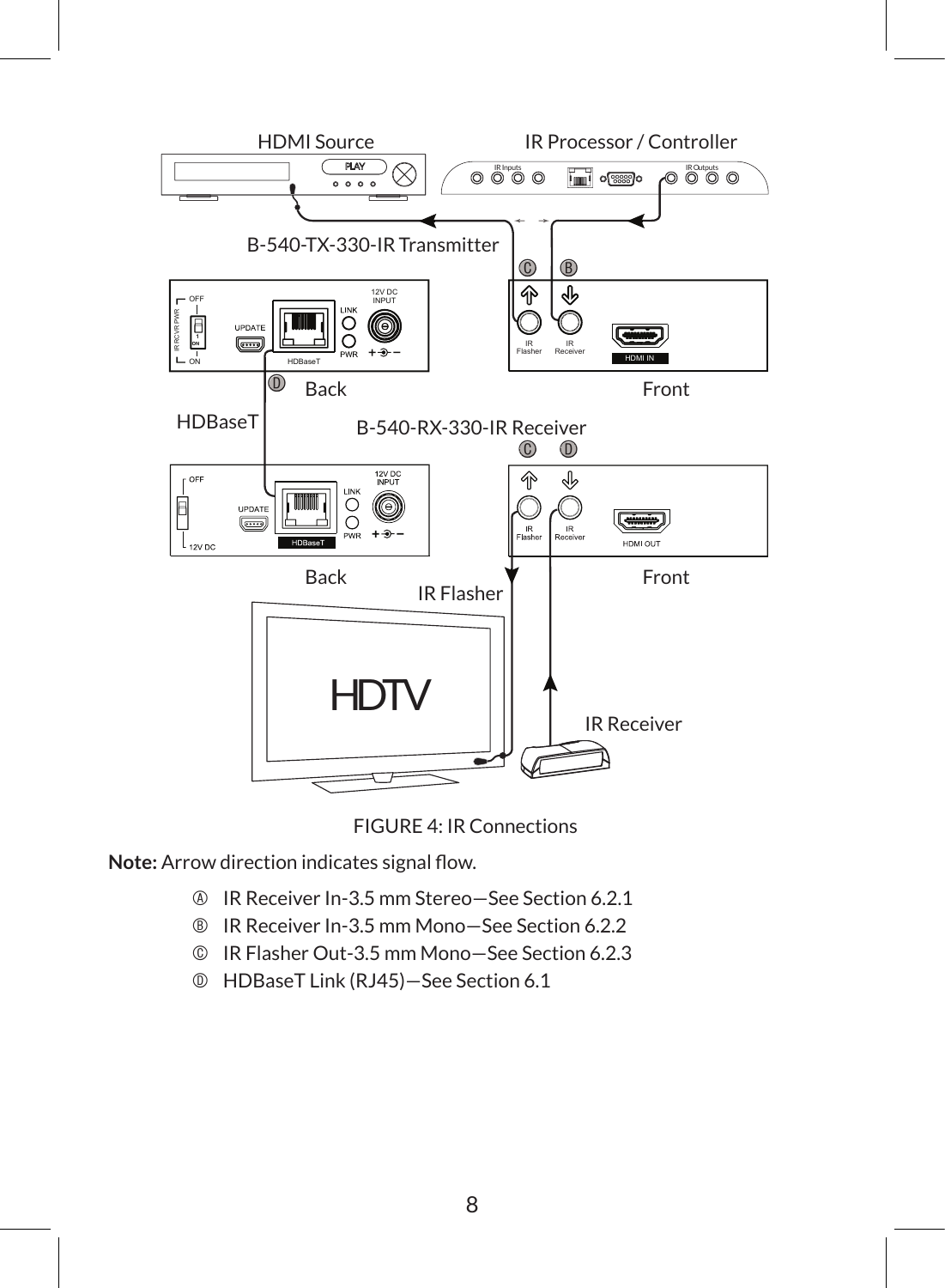FIGURE 4: IR Connections

**Note:** Arrow direction indicates signal flow.

- Ⓐ IR Receiver In-3.5 mm Stereo—See Section 6.2.1
- Ⓑ IR Receiver In-3.5 mm Mono—See Section 6.2.2
- Ⓒ IR Flasher Out-3.5 mm Mono—See Section 6.2.3
- Ⓓ HDBaseT Link (RJ45)—See Section 6.1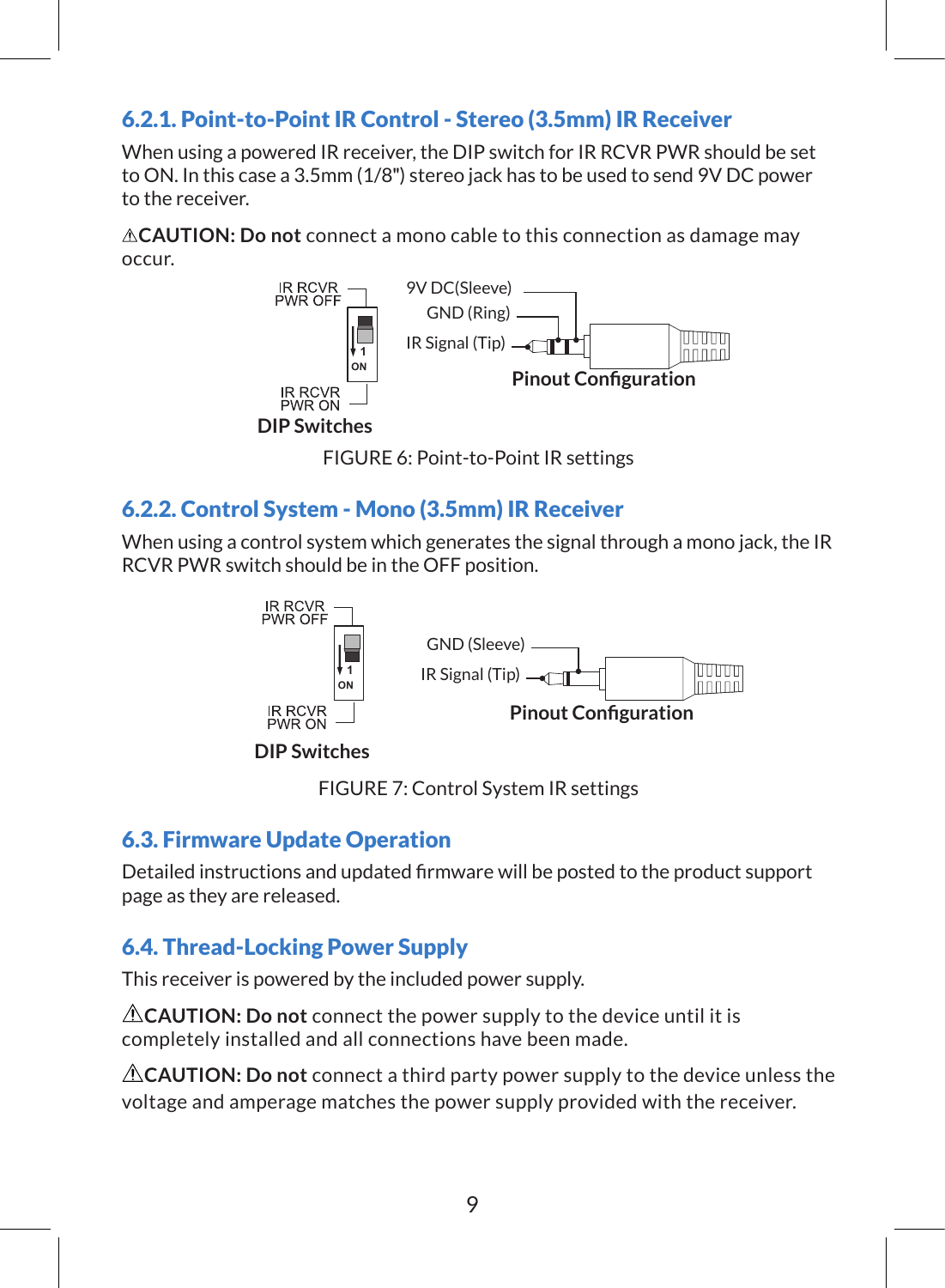### 6.2.1. Point-to-Point IR Control - Stereo (3.5mm) IR Receiver

When using a powered IR receiver, the DIP switch for IR RCVR PWR should be set to ON. In this case a 3.5mm (1/8") stereo jack has to be used to send 9V DC power to the receiver.

⚠**CAUTION: Do not** connect a mono cable to this connection as damage may occur.

IR RCVR PWR OFF

IR RCVR PWR ON

DIP Switches

9V DC(Sleeve)

GND (Ring)

IR Signal (Tip)

Pinout Configuration

FIGURE 6: Point-to-Point IR settings

### 6.2.2. Control System - Mono (3.5mm) IR Receiver

When using a control system which generates the signal through a mono jack, the IR RCVR PWR switch should be in the OFF position.

IR RCVR PWR OFF

IR RCVR PWR ON

DIP Switches

GND (Sleeve)

IR Signal (Tip)

Pinout Configuration

FIGURE 7: Control System IR settings

## 6.3. Firmware Update Operation

Detailed instructions and updated firmware will be posted to the product support page as they are released.

## 6.4. Thread-Locking Power Supply

This receiver is powered by the included power supply.

⚠**CAUTION: Do not** connect the power supply to the device until it is completely installed and all connections have been made.

⚠**CAUTION: Do not** connect a third party power supply to the device unless the voltage and amperage matches the power supply provided with the receiver.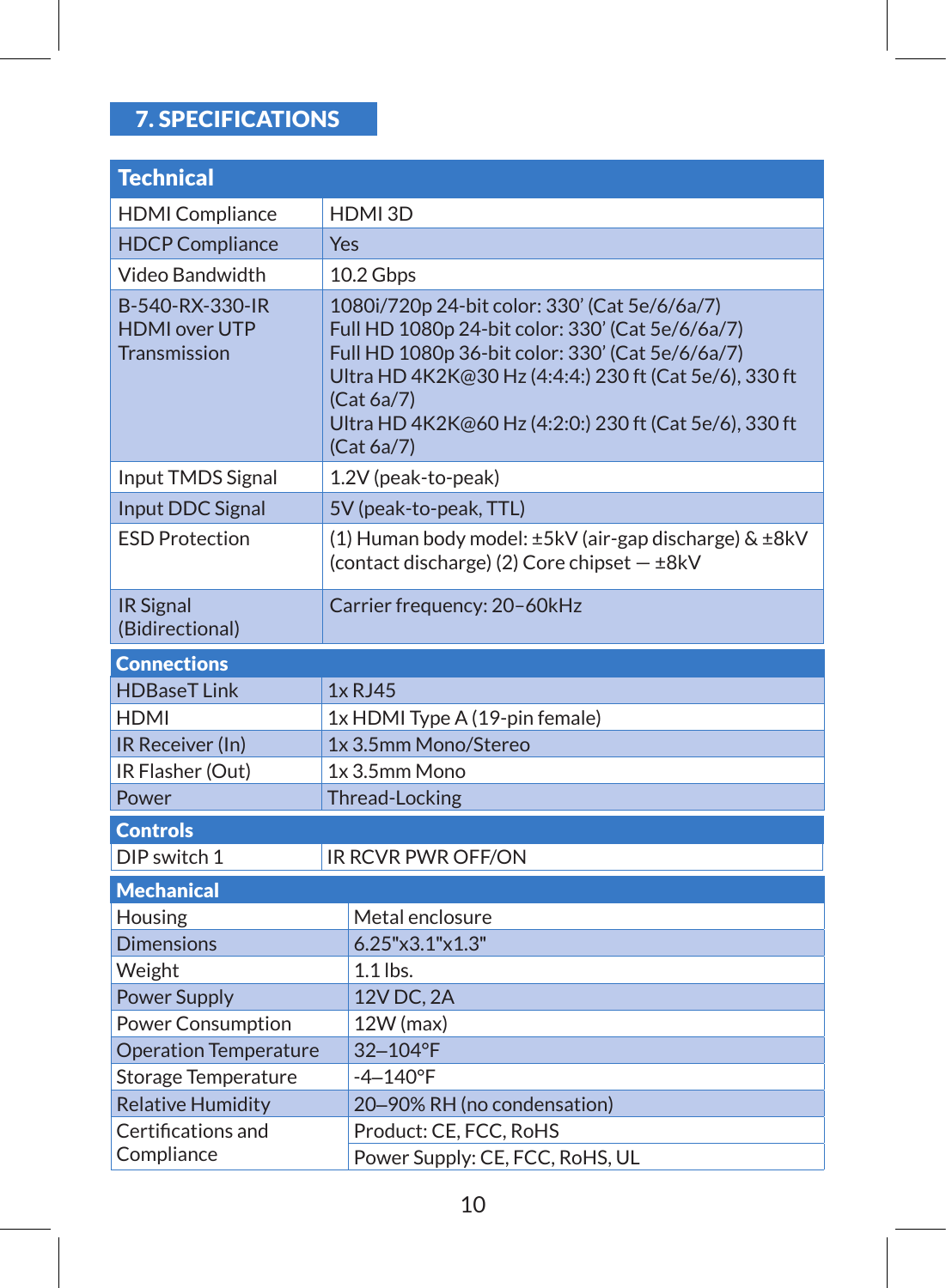# 7. SPECIFICATIONS

| Technical | |
|---|---|
| HDMI Compliance | HDMI 3D |
| HDCP Compliance | Yes |
| Video Bandwidth | 10.2 Gbps |
| B-540-RX-330-IR HDMI over UTP Transmission | 1080i/720p 24-bit color: 330' (Cat 5e/6/6a/7)<br>Full HD 1080p 24-bit color: 330' (Cat 5e/6/6a/7)<br>Full HD 1080p 36-bit color: 330' (Cat 5e/6/6a/7)<br>Ultra HD 4K2K@30 Hz (4:4:4:) 230 ft (Cat 5e/6), 330 ft (Cat 6a/7)<br>Ultra HD 4K2K@60 Hz (4:2:0:) 230 ft (Cat 5e/6), 330 ft (Cat 6a/7) |
| Input TMDS Signal | 1.2V (peak-to-peak) |
| Input DDC Signal | 5V (peak-to-peak, TTL) |
| ESD Protection | (1) Human body model: ±5kV (air-gap discharge) & ±8kV (contact discharge) (2) Core chipset — ±8kV |
| IR Signal (Bidirectional) | Carrier frequency: 20–60kHz |

| Connections | |
|---|---|
| HDBaseT Link | 1x RJ45 |
| HDMI | 1x HDMI Type A (19-pin female) |
| IR Receiver (In) | 1x 3.5mm Mono/Stereo |
| IR Flasher (Out) | 1x 3.5mm Mono |
| Power | Thread-Locking |

| Controls | |
|---|---|
| DIP switch 1 | IR RCVR PWR OFF/ON |

| Mechanical | |
|---|---|
| Housing | Metal enclosure |
| Dimensions | 6.25"x3.1"x1.3" |
| Weight | 1.1 lbs. |
| Power Supply | 12V DC, 2A |
| Power Consumption | 12W (max) |
| Operation Temperature | 32–104°F |
| Storage Temperature | -4–140°F |
| Relative Humidity | 20–90% RH (no condensation) |
| Certifications and Compliance | Product: CE, FCC, RoHS<br>Power Supply: CE, FCC, RoHS, UL |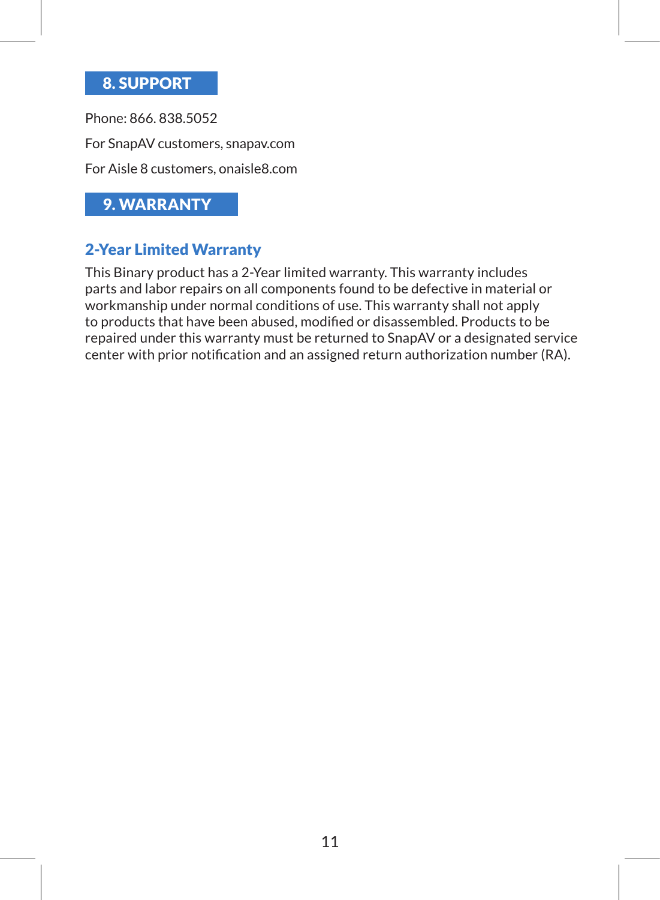## 8. SUPPORT

Phone: 866. 838.5052

For SnapAV customers, snapav.com

For Aisle 8 customers, onaisle8.com

## 9. WARRANTY

### 2-Year Limited Warranty

This Binary product has a 2-Year limited warranty. This warranty includes parts and labor repairs on all components found to be defective in material or workmanship under normal conditions of use. This warranty shall not apply to products that have been abused, modified or disassembled. Products to be repaired under this warranty must be returned to SnapAV or a designated service center with prior notification and an assigned return authorization number (RA).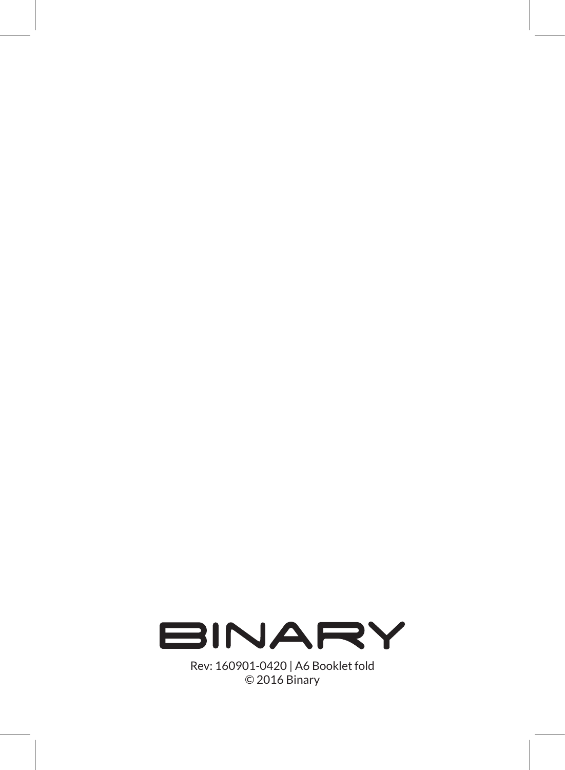BINARY

Rev: 160901-0420 | A6 Booklet fold
© 2016 Binary